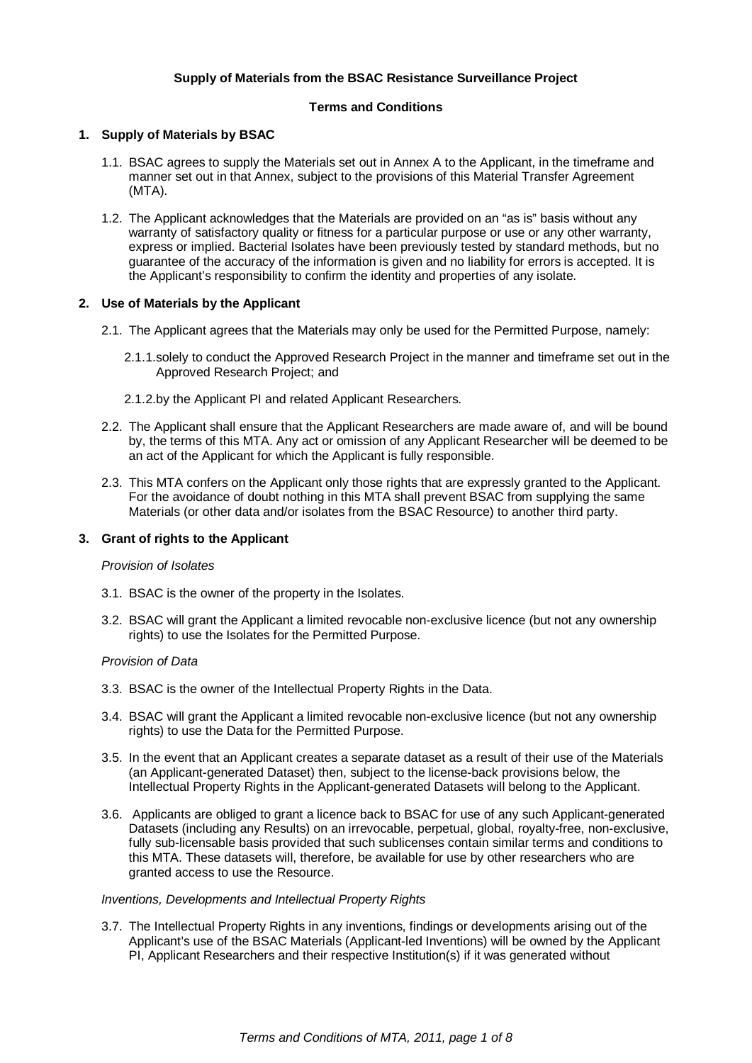**Supply of Materials from the BSAC Resistance Surveillance Project**

**Terms and Conditions**

## 1. Supply of Materials by BSAC

1.1. BSAC agrees to supply the Materials set out in Annex A to the Applicant, in the timeframe and manner set out in that Annex, subject to the provisions of this Material Transfer Agreement (MTA).

1.2. The Applicant acknowledges that the Materials are provided on an "as is" basis without any warranty of satisfactory quality or fitness for a particular purpose or use or any other warranty, express or implied. Bacterial Isolates have been previously tested by standard methods, but no guarantee of the accuracy of the information is given and no liability for errors is accepted. It is the Applicant's responsibility to confirm the identity and properties of any isolate.

## 2. Use of Materials by the Applicant

2.1. The Applicant agrees that the Materials may only be used for the Permitted Purpose, namely:

2.1.1. solely to conduct the Approved Research Project in the manner and timeframe set out in the Approved Research Project; and

2.1.2. by the Applicant PI and related Applicant Researchers.

2.2. The Applicant shall ensure that the Applicant Researchers are made aware of, and will be bound by, the terms of this MTA. Any act or omission of any Applicant Researcher will be deemed to be an act of the Applicant for which the Applicant is fully responsible.

2.3. This MTA confers on the Applicant only those rights that are expressly granted to the Applicant. For the avoidance of doubt nothing in this MTA shall prevent BSAC from supplying the same Materials (or other data and/or isolates from the BSAC Resource) to another third party.

## 3. Grant of rights to the Applicant

*Provision of Isolates*

3.1. BSAC is the owner of the property in the Isolates.

3.2. BSAC will grant the Applicant a limited revocable non-exclusive licence (but not any ownership rights) to use the Isolates for the Permitted Purpose.

*Provision of Data*

3.3. BSAC is the owner of the Intellectual Property Rights in the Data.

3.4. BSAC will grant the Applicant a limited revocable non-exclusive licence (but not any ownership rights) to use the Data for the Permitted Purpose.

3.5. In the event that an Applicant creates a separate dataset as a result of their use of the Materials (an Applicant-generated Dataset) then, subject to the license-back provisions below, the Intellectual Property Rights in the Applicant-generated Datasets will belong to the Applicant.

3.6. Applicants are obliged to grant a licence back to BSAC for use of any such Applicant-generated Datasets (including any Results) on an irrevocable, perpetual, global, royalty-free, non-exclusive, fully sub-licensable basis provided that such sublicenses contain similar terms and conditions to this MTA. These datasets will, therefore, be available for use by other researchers who are granted access to use the Resource.

*Inventions, Developments and Intellectual Property Rights*

3.7. The Intellectual Property Rights in any inventions, findings or developments arising out of the Applicant's use of the BSAC Materials (Applicant-led Inventions) will be owned by the Applicant PI, Applicant Researchers and their respective Institution(s) if it was generated without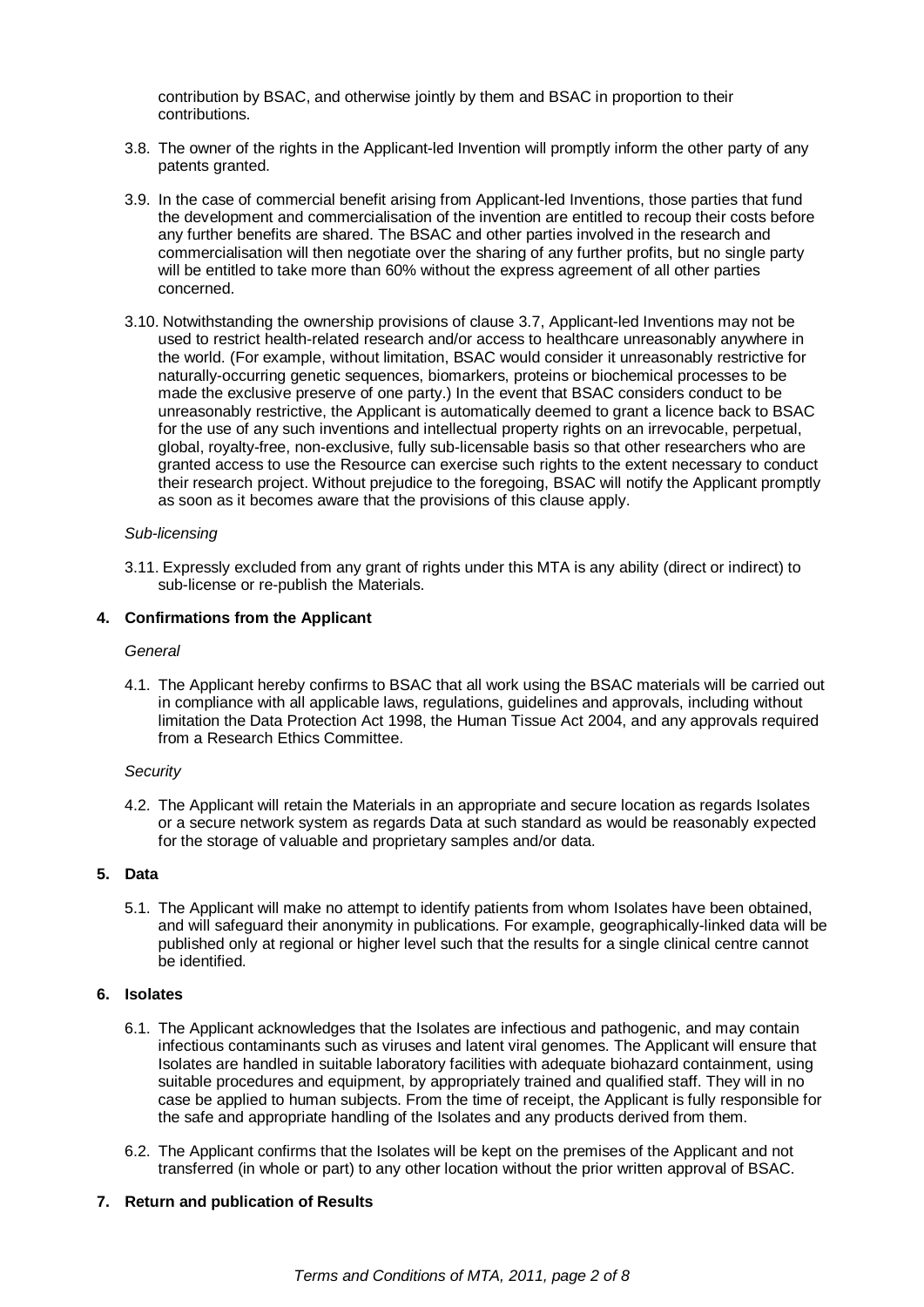contribution by BSAC, and otherwise jointly by them and BSAC in proportion to their contributions.

3.8. The owner of the rights in the Applicant-led Invention will promptly inform the other party of any patents granted.

3.9. In the case of commercial benefit arising from Applicant-led Inventions, those parties that fund the development and commercialisation of the invention are entitled to recoup their costs before any further benefits are shared. The BSAC and other parties involved in the research and commercialisation will then negotiate over the sharing of any further profits, but no single party will be entitled to take more than 60% without the express agreement of all other parties concerned.

3.10. Notwithstanding the ownership provisions of clause 3.7, Applicant-led Inventions may not be used to restrict health-related research and/or access to healthcare unreasonably anywhere in the world. (For example, without limitation, BSAC would consider it unreasonably restrictive for naturally-occurring genetic sequences, biomarkers, proteins or biochemical processes to be made the exclusive preserve of one party.) In the event that BSAC considers conduct to be unreasonably restrictive, the Applicant is automatically deemed to grant a licence back to BSAC for the use of any such inventions and intellectual property rights on an irrevocable, perpetual, global, royalty-free, non-exclusive, fully sub-licensable basis so that other researchers who are granted access to use the Resource can exercise such rights to the extent necessary to conduct their research project. Without prejudice to the foregoing, BSAC will notify the Applicant promptly as soon as it becomes aware that the provisions of this clause apply.

*Sub-licensing*

3.11. Expressly excluded from any grant of rights under this MTA is any ability (direct or indirect) to sub-license or re-publish the Materials.

**4. Confirmations from the Applicant**

*General*

4.1. The Applicant hereby confirms to BSAC that all work using the BSAC materials will be carried out in compliance with all applicable laws, regulations, guidelines and approvals, including without limitation the Data Protection Act 1998, the Human Tissue Act 2004, and any approvals required from a Research Ethics Committee.

*Security*

4.2. The Applicant will retain the Materials in an appropriate and secure location as regards Isolates or a secure network system as regards Data at such standard as would be reasonably expected for the storage of valuable and proprietary samples and/or data.

**5. Data**

5.1. The Applicant will make no attempt to identify patients from whom Isolates have been obtained, and will safeguard their anonymity in publications. For example, geographically-linked data will be published only at regional or higher level such that the results for a single clinical centre cannot be identified.

**6. Isolates**

6.1. The Applicant acknowledges that the Isolates are infectious and pathogenic, and may contain infectious contaminants such as viruses and latent viral genomes. The Applicant will ensure that Isolates are handled in suitable laboratory facilities with adequate biohazard containment, using suitable procedures and equipment, by appropriately trained and qualified staff. They will in no case be applied to human subjects. From the time of receipt, the Applicant is fully responsible for the safe and appropriate handling of the Isolates and any products derived from them.

6.2. The Applicant confirms that the Isolates will be kept on the premises of the Applicant and not transferred (in whole or part) to any other location without the prior written approval of BSAC.

**7. Return and publication of Results**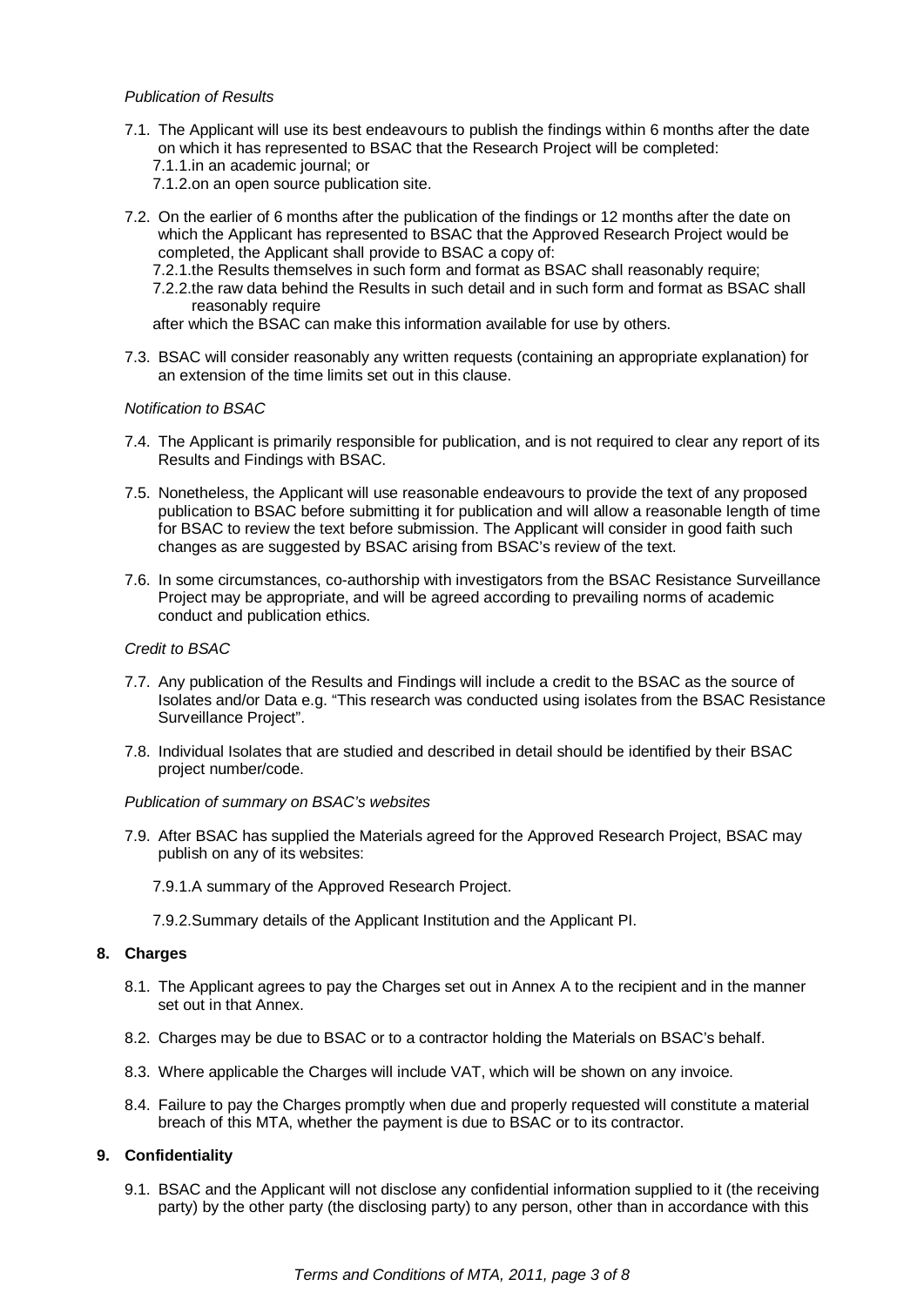*Publication of Results*

7.1. The Applicant will use its best endeavours to publish the findings within 6 months after the date on which it has represented to BSAC that the Research Project will be completed:
   7.1.1. in an academic journal; or
   7.1.2. on an open source publication site.

7.2. On the earlier of 6 months after the publication of the findings or 12 months after the date on which the Applicant has represented to BSAC that the Approved Research Project would be completed, the Applicant shall provide to BSAC a copy of:
   7.2.1. the Results themselves in such form and format as BSAC shall reasonably require;
   7.2.2. the raw data behind the Results in such detail and in such form and format as BSAC shall reasonably require

   after which the BSAC can make this information available for use by others.

7.3. BSAC will consider reasonably any written requests (containing an appropriate explanation) for an extension of the time limits set out in this clause.

*Notification to BSAC*

7.4. The Applicant is primarily responsible for publication, and is not required to clear any report of its Results and Findings with BSAC.

7.5. Nonetheless, the Applicant will use reasonable endeavours to provide the text of any proposed publication to BSAC before submitting it for publication and will allow a reasonable length of time for BSAC to review the text before submission. The Applicant will consider in good faith such changes as are suggested by BSAC arising from BSAC's review of the text.

7.6. In some circumstances, co-authorship with investigators from the BSAC Resistance Surveillance Project may be appropriate, and will be agreed according to prevailing norms of academic conduct and publication ethics.

*Credit to BSAC*

7.7. Any publication of the Results and Findings will include a credit to the BSAC as the source of Isolates and/or Data e.g. "This research was conducted using isolates from the BSAC Resistance Surveillance Project".

7.8. Individual Isolates that are studied and described in detail should be identified by their BSAC project number/code.

*Publication of summary on BSAC's websites*

7.9. After BSAC has supplied the Materials agreed for the Approved Research Project, BSAC may publish on any of its websites:

   7.9.1. A summary of the Approved Research Project.

   7.9.2. Summary details of the Applicant Institution and the Applicant PI.

## 8. Charges

8.1. The Applicant agrees to pay the Charges set out in Annex A to the recipient and in the manner set out in that Annex.

8.2. Charges may be due to BSAC or to a contractor holding the Materials on BSAC's behalf.

8.3. Where applicable the Charges will include VAT, which will be shown on any invoice.

8.4. Failure to pay the Charges promptly when due and properly requested will constitute a material breach of this MTA, whether the payment is due to BSAC or to its contractor.

## 9. Confidentiality

9.1. BSAC and the Applicant will not disclose any confidential information supplied to it (the receiving party) by the other party (the disclosing party) to any person, other than in accordance with this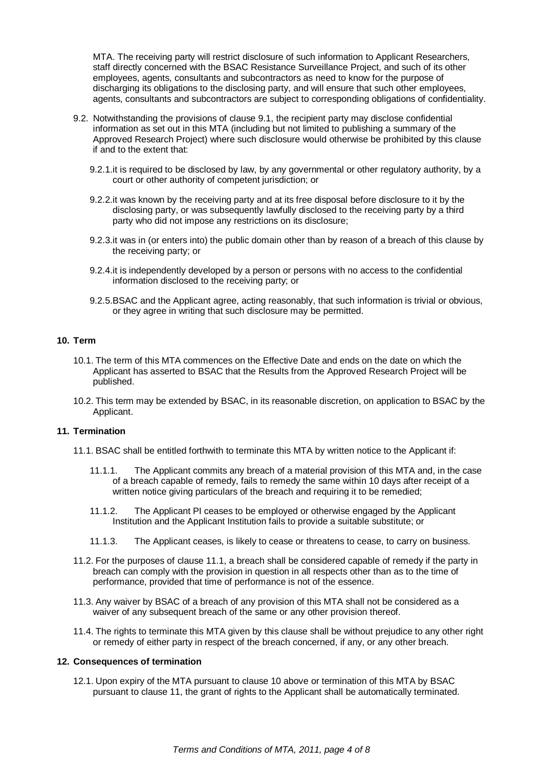MTA. The receiving party will restrict disclosure of such information to Applicant Researchers, staff directly concerned with the BSAC Resistance Surveillance Project, and such of its other employees, agents, consultants and subcontractors as need to know for the purpose of discharging its obligations to the disclosing party, and will ensure that such other employees, agents, consultants and subcontractors are subject to corresponding obligations of confidentiality.

9.2. Notwithstanding the provisions of clause 9.1, the recipient party may disclose confidential information as set out in this MTA (including but not limited to publishing a summary of the Approved Research Project) where such disclosure would otherwise be prohibited by this clause if and to the extent that:

9.2.1. it is required to be disclosed by law, by any governmental or other regulatory authority, by a court or other authority of competent jurisdiction; or

9.2.2. it was known by the receiving party and at its free disposal before disclosure to it by the disclosing party, or was subsequently lawfully disclosed to the receiving party by a third party who did not impose any restrictions on its disclosure;

9.2.3. it was in (or enters into) the public domain other than by reason of a breach of this clause by the receiving party; or

9.2.4. it is independently developed by a person or persons with no access to the confidential information disclosed to the receiving party; or

9.2.5. BSAC and the Applicant agree, acting reasonably, that such information is trivial or obvious, or they agree in writing that such disclosure may be permitted.

## 10. Term

10.1. The term of this MTA commences on the Effective Date and ends on the date on which the Applicant has asserted to BSAC that the Results from the Approved Research Project will be published.

10.2. This term may be extended by BSAC, in its reasonable discretion, on application to BSAC by the Applicant.

## 11. Termination

11.1. BSAC shall be entitled forthwith to terminate this MTA by written notice to the Applicant if:

11.1.1. The Applicant commits any breach of a material provision of this MTA and, in the case of a breach capable of remedy, fails to remedy the same within 10 days after receipt of a written notice giving particulars of the breach and requiring it to be remedied;

11.1.2. The Applicant PI ceases to be employed or otherwise engaged by the Applicant Institution and the Applicant Institution fails to provide a suitable substitute; or

11.1.3. The Applicant ceases, is likely to cease or threatens to cease, to carry on business.

11.2. For the purposes of clause 11.1, a breach shall be considered capable of remedy if the party in breach can comply with the provision in question in all respects other than as to the time of performance, provided that time of performance is not of the essence.

11.3. Any waiver by BSAC of a breach of any provision of this MTA shall not be considered as a waiver of any subsequent breach of the same or any other provision thereof.

11.4. The rights to terminate this MTA given by this clause shall be without prejudice to any other right or remedy of either party in respect of the breach concerned, if any, or any other breach.

## 12. Consequences of termination

12.1. Upon expiry of the MTA pursuant to clause 10 above or termination of this MTA by BSAC pursuant to clause 11, the grant of rights to the Applicant shall be automatically terminated.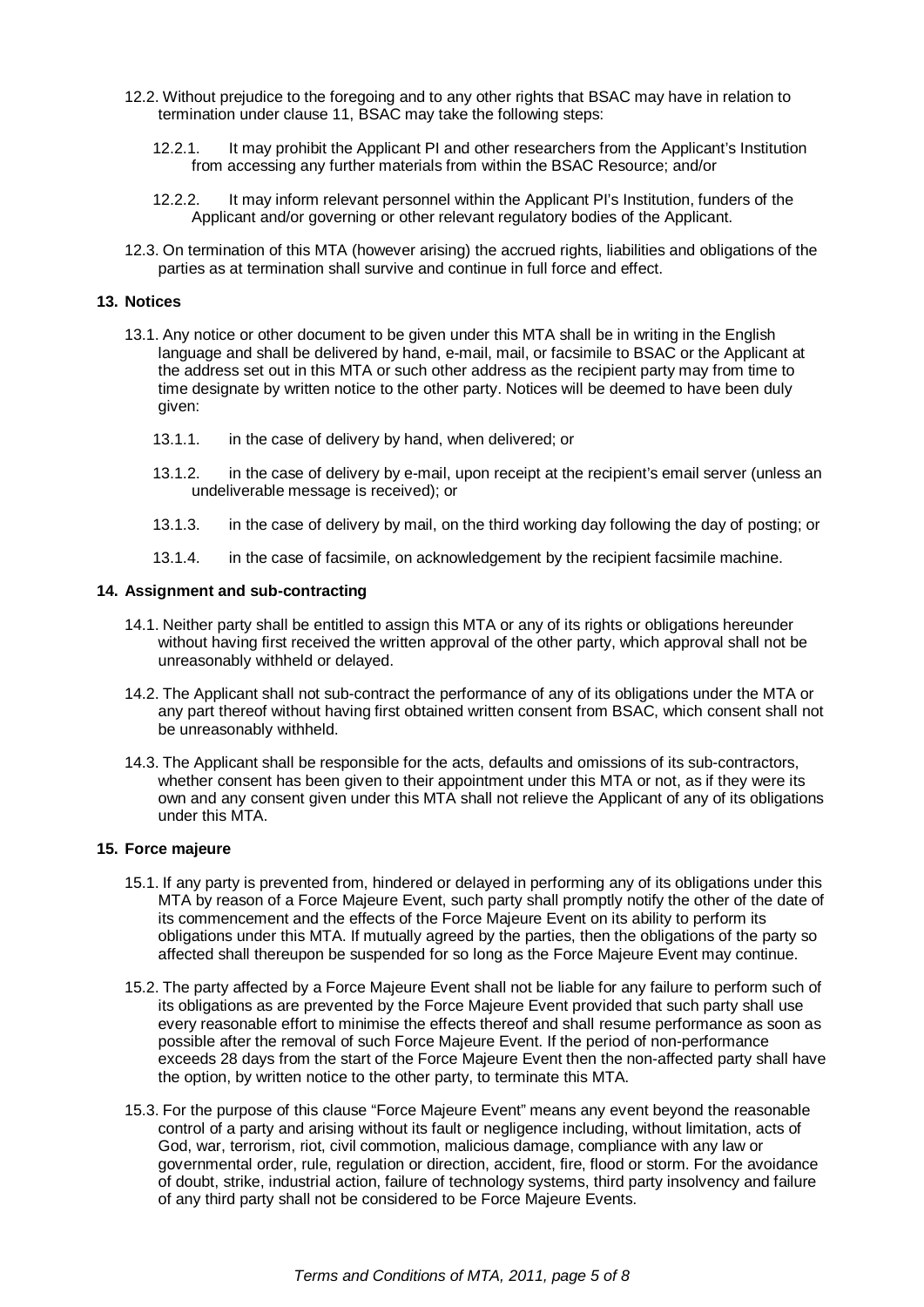12.2. Without prejudice to the foregoing and to any other rights that BSAC may have in relation to termination under clause 11, BSAC may take the following steps:

12.2.1. It may prohibit the Applicant PI and other researchers from the Applicant's Institution from accessing any further materials from within the BSAC Resource; and/or

12.2.2. It may inform relevant personnel within the Applicant PI's Institution, funders of the Applicant and/or governing or other relevant regulatory bodies of the Applicant.

12.3. On termination of this MTA (however arising) the accrued rights, liabilities and obligations of the parties as at termination shall survive and continue in full force and effect.

**13. Notices**

13.1. Any notice or other document to be given under this MTA shall be in writing in the English language and shall be delivered by hand, e-mail, mail, or facsimile to BSAC or the Applicant at the address set out in this MTA or such other address as the recipient party may from time to time designate by written notice to the other party. Notices will be deemed to have been duly given:

13.1.1. in the case of delivery by hand, when delivered; or

13.1.2. in the case of delivery by e-mail, upon receipt at the recipient's email server (unless an undeliverable message is received); or

13.1.3. in the case of delivery by mail, on the third working day following the day of posting; or

13.1.4. in the case of facsimile, on acknowledgement by the recipient facsimile machine.

**14. Assignment and sub-contracting**

14.1. Neither party shall be entitled to assign this MTA or any of its rights or obligations hereunder without having first received the written approval of the other party, which approval shall not be unreasonably withheld or delayed.

14.2. The Applicant shall not sub-contract the performance of any of its obligations under the MTA or any part thereof without having first obtained written consent from BSAC, which consent shall not be unreasonably withheld.

14.3. The Applicant shall be responsible for the acts, defaults and omissions of its sub-contractors, whether consent has been given to their appointment under this MTA or not, as if they were its own and any consent given under this MTA shall not relieve the Applicant of any of its obligations under this MTA.

**15. Force majeure**

15.1. If any party is prevented from, hindered or delayed in performing any of its obligations under this MTA by reason of a Force Majeure Event, such party shall promptly notify the other of the date of its commencement and the effects of the Force Majeure Event on its ability to perform its obligations under this MTA. If mutually agreed by the parties, then the obligations of the party so affected shall thereupon be suspended for so long as the Force Majeure Event may continue.

15.2. The party affected by a Force Majeure Event shall not be liable for any failure to perform such of its obligations as are prevented by the Force Majeure Event provided that such party shall use every reasonable effort to minimise the effects thereof and shall resume performance as soon as possible after the removal of such Force Majeure Event. If the period of non-performance exceeds 28 days from the start of the Force Majeure Event then the non-affected party shall have the option, by written notice to the other party, to terminate this MTA.

15.3. For the purpose of this clause "Force Majeure Event" means any event beyond the reasonable control of a party and arising without its fault or negligence including, without limitation, acts of God, war, terrorism, riot, civil commotion, malicious damage, compliance with any law or governmental order, rule, regulation or direction, accident, fire, flood or storm. For the avoidance of doubt, strike, industrial action, failure of technology systems, third party insolvency and failure of any third party shall not be considered to be Force Majeure Events.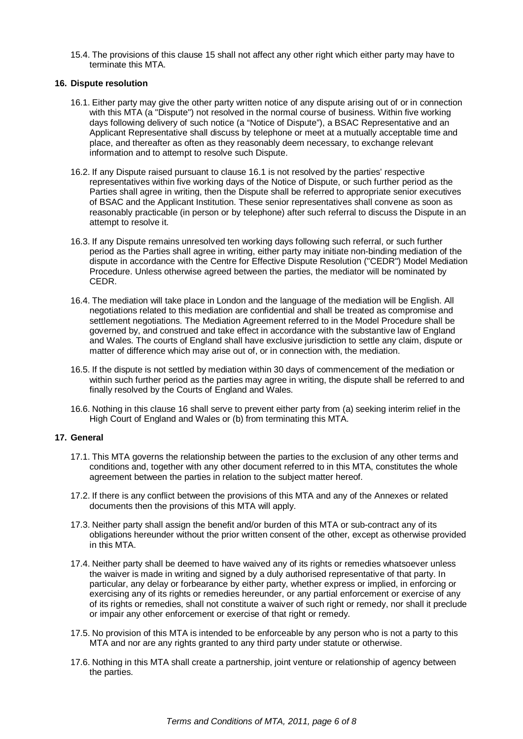15.4. The provisions of this clause 15 shall not affect any other right which either party may have to terminate this MTA.

**16. Dispute resolution**

16.1. Either party may give the other party written notice of any dispute arising out of or in connection with this MTA (a "Dispute") not resolved in the normal course of business. Within five working days following delivery of such notice (a "Notice of Dispute"), a BSAC Representative and an Applicant Representative shall discuss by telephone or meet at a mutually acceptable time and place, and thereafter as often as they reasonably deem necessary, to exchange relevant information and to attempt to resolve such Dispute.

16.2. If any Dispute raised pursuant to clause 16.1 is not resolved by the parties' respective representatives within five working days of the Notice of Dispute, or such further period as the Parties shall agree in writing, then the Dispute shall be referred to appropriate senior executives of BSAC and the Applicant Institution. These senior representatives shall convene as soon as reasonably practicable (in person or by telephone) after such referral to discuss the Dispute in an attempt to resolve it.

16.3. If any Dispute remains unresolved ten working days following such referral, or such further period as the Parties shall agree in writing, either party may initiate non-binding mediation of the dispute in accordance with the Centre for Effective Dispute Resolution ("CEDR") Model Mediation Procedure. Unless otherwise agreed between the parties, the mediator will be nominated by CEDR.

16.4. The mediation will take place in London and the language of the mediation will be English. All negotiations related to this mediation are confidential and shall be treated as compromise and settlement negotiations. The Mediation Agreement referred to in the Model Procedure shall be governed by, and construed and take effect in accordance with the substantive law of England and Wales. The courts of England shall have exclusive jurisdiction to settle any claim, dispute or matter of difference which may arise out of, or in connection with, the mediation.

16.5. If the dispute is not settled by mediation within 30 days of commencement of the mediation or within such further period as the parties may agree in writing, the dispute shall be referred to and finally resolved by the Courts of England and Wales.

16.6. Nothing in this clause 16 shall serve to prevent either party from (a) seeking interim relief in the High Court of England and Wales or (b) from terminating this MTA.

**17. General**

17.1. This MTA governs the relationship between the parties to the exclusion of any other terms and conditions and, together with any other document referred to in this MTA, constitutes the whole agreement between the parties in relation to the subject matter hereof.

17.2. If there is any conflict between the provisions of this MTA and any of the Annexes or related documents then the provisions of this MTA will apply.

17.3. Neither party shall assign the benefit and/or burden of this MTA or sub-contract any of its obligations hereunder without the prior written consent of the other, except as otherwise provided in this MTA.

17.4. Neither party shall be deemed to have waived any of its rights or remedies whatsoever unless the waiver is made in writing and signed by a duly authorised representative of that party. In particular, any delay or forbearance by either party, whether express or implied, in enforcing or exercising any of its rights or remedies hereunder, or any partial enforcement or exercise of any of its rights or remedies, shall not constitute a waiver of such right or remedy, nor shall it preclude or impair any other enforcement or exercise of that right or remedy.

17.5. No provision of this MTA is intended to be enforceable by any person who is not a party to this MTA and nor are any rights granted to any third party under statute or otherwise.

17.6. Nothing in this MTA shall create a partnership, joint venture or relationship of agency between the parties.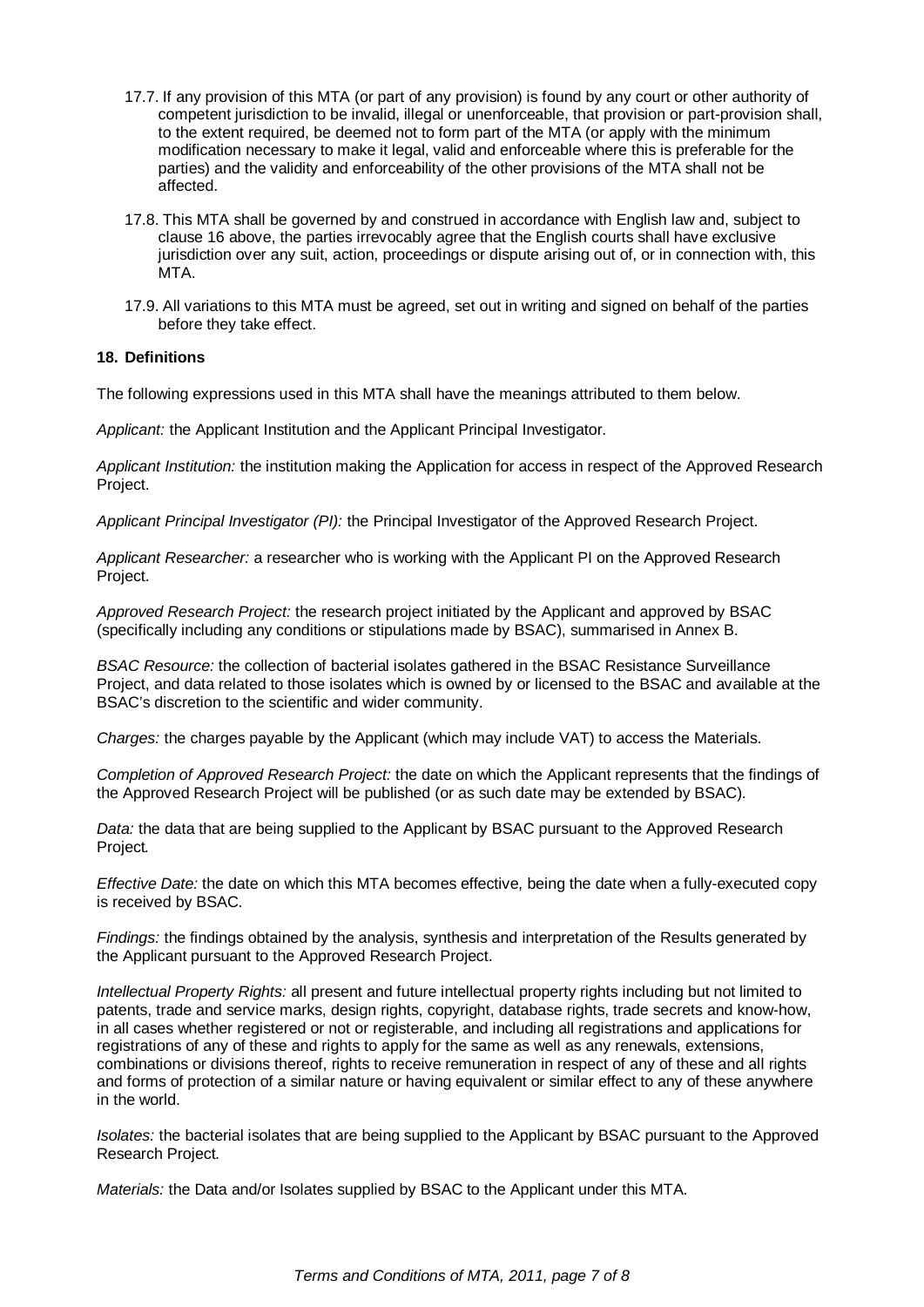17.7. If any provision of this MTA (or part of any provision) is found by any court or other authority of competent jurisdiction to be invalid, illegal or unenforceable, that provision or part-provision shall, to the extent required, be deemed not to form part of the MTA (or apply with the minimum modification necessary to make it legal, valid and enforceable where this is preferable for the parties) and the validity and enforceability of the other provisions of the MTA shall not be affected.

17.8. This MTA shall be governed by and construed in accordance with English law and, subject to clause 16 above, the parties irrevocably agree that the English courts shall have exclusive jurisdiction over any suit, action, proceedings or dispute arising out of, or in connection with, this MTA.

17.9. All variations to this MTA must be agreed, set out in writing and signed on behalf of the parties before they take effect.

**18. Definitions**

The following expressions used in this MTA shall have the meanings attributed to them below.

*Applicant:* the Applicant Institution and the Applicant Principal Investigator.

*Applicant Institution:* the institution making the Application for access in respect of the Approved Research Project.

*Applicant Principal Investigator (PI):* the Principal Investigator of the Approved Research Project.

*Applicant Researcher:* a researcher who is working with the Applicant PI on the Approved Research Project.

*Approved Research Project:* the research project initiated by the Applicant and approved by BSAC (specifically including any conditions or stipulations made by BSAC), summarised in Annex B.

*BSAC Resource:* the collection of bacterial isolates gathered in the BSAC Resistance Surveillance Project, and data related to those isolates which is owned by or licensed to the BSAC and available at the BSAC's discretion to the scientific and wider community.

*Charges:* the charges payable by the Applicant (which may include VAT) to access the Materials.

*Completion of Approved Research Project:* the date on which the Applicant represents that the findings of the Approved Research Project will be published (or as such date may be extended by BSAC).

*Data:* the data that are being supplied to the Applicant by BSAC pursuant to the Approved Research Project.

*Effective Date:* the date on which this MTA becomes effective, being the date when a fully-executed copy is received by BSAC.

*Findings:* the findings obtained by the analysis, synthesis and interpretation of the Results generated by the Applicant pursuant to the Approved Research Project.

*Intellectual Property Rights:* all present and future intellectual property rights including but not limited to patents, trade and service marks, design rights, copyright, database rights, trade secrets and know-how, in all cases whether registered or not or registerable, and including all registrations and applications for registrations of any of these and rights to apply for the same as well as any renewals, extensions, combinations or divisions thereof, rights to receive remuneration in respect of any of these and all rights and forms of protection of a similar nature or having equivalent or similar effect to any of these anywhere in the world.

*Isolates:* the bacterial isolates that are being supplied to the Applicant by BSAC pursuant to the Approved Research Project.

*Materials:* the Data and/or Isolates supplied by BSAC to the Applicant under this MTA.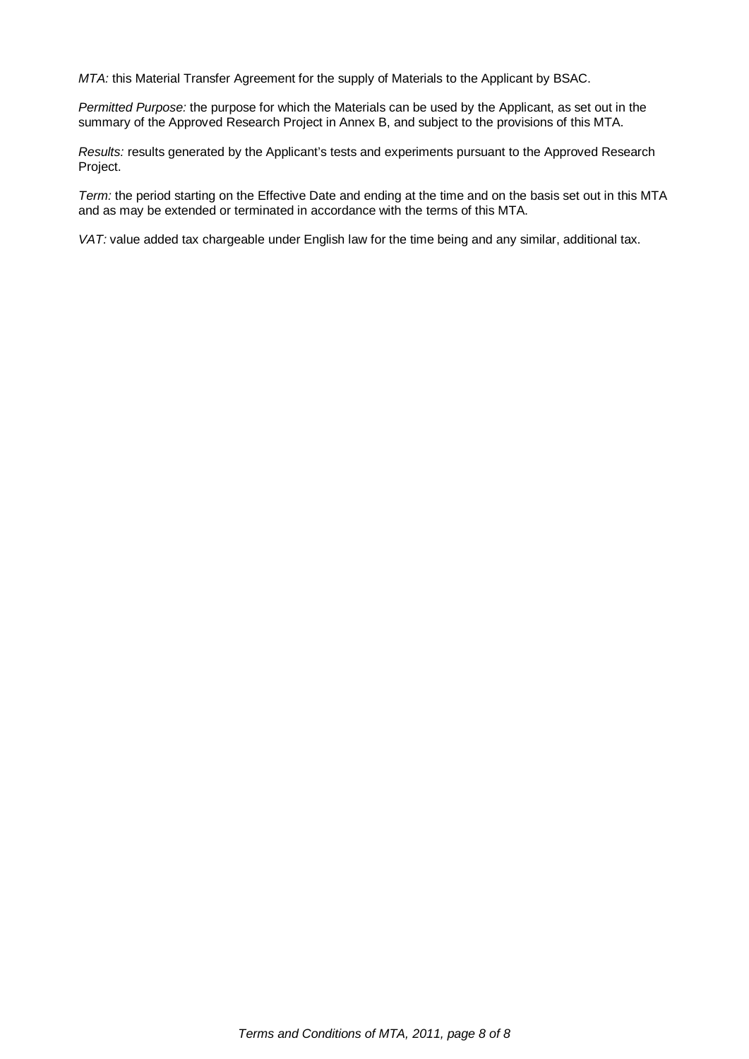*MTA:* this Material Transfer Agreement for the supply of Materials to the Applicant by BSAC.

*Permitted Purpose:* the purpose for which the Materials can be used by the Applicant, as set out in the summary of the Approved Research Project in Annex B, and subject to the provisions of this MTA.

*Results:* results generated by the Applicant's tests and experiments pursuant to the Approved Research Project.

*Term:* the period starting on the Effective Date and ending at the time and on the basis set out in this MTA and as may be extended or terminated in accordance with the terms of this MTA.

*VAT:* value added tax chargeable under English law for the time being and any similar, additional tax.